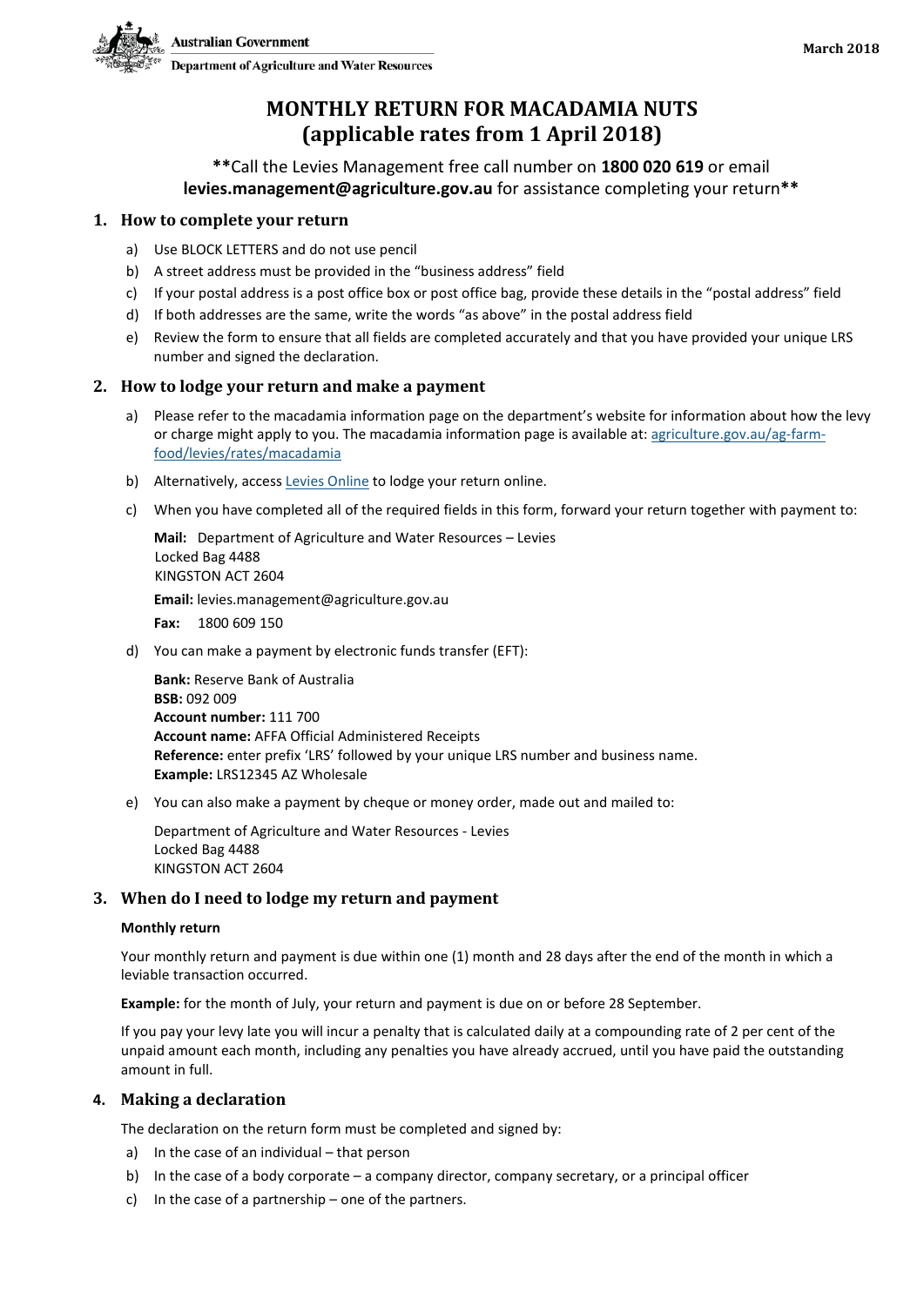Australian Government
Department of Agriculture and Water Resources

March 2018

# MONTHLY RETURN FOR MACADAMIA NUTS (applicable rates from 1 April 2018)

**Call the Levies Management free call number on **1800 020 619** or email **levies.management@agriculture.gov.au** for assistance completing your return**

## 1. How to complete your return

a) Use BLOCK LETTERS and do not use pencil

b) A street address must be provided in the "business address" field

c) If your postal address is a post office box or post office bag, provide these details in the "postal address" field

d) If both addresses are the same, write the words "as above" in the postal address field

e) Review the form to ensure that all fields are completed accurately and that you have provided your unique LRS number and signed the declaration.

## 2. How to lodge your return and make a payment

a) Please refer to the macadamia information page on the department's website for information about how the levy or charge might apply to you. The macadamia information page is available at: agriculture.gov.au/ag-farm-food/levies/rates/macadamia

b) Alternatively, access Levies Online to lodge your return online.

c) When you have completed all of the required fields in this form, forward your return together with payment to:

**Mail:** Department of Agriculture and Water Resources – Levies
Locked Bag 4488
KINGSTON ACT 2604

**Email:** levies.management@agriculture.gov.au

**Fax:** 1800 609 150

d) You can make a payment by electronic funds transfer (EFT):

**Bank:** Reserve Bank of Australia
**BSB:** 092 009
**Account number:** 111 700
**Account name:** AFFA Official Administered Receipts
**Reference:** enter prefix 'LRS' followed by your unique LRS number and business name.
**Example:** LRS12345 AZ Wholesale

e) You can also make a payment by cheque or money order, made out and mailed to:

Department of Agriculture and Water Resources - Levies
Locked Bag 4488
KINGSTON ACT 2604

## 3. When do I need to lodge my return and payment

**Monthly return**

Your monthly return and payment is due within one (1) month and 28 days after the end of the month in which a leviable transaction occurred.

**Example:** for the month of July, your return and payment is due on or before 28 September.

If you pay your levy late you will incur a penalty that is calculated daily at a compounding rate of 2 per cent of the unpaid amount each month, including any penalties you have already accrued, until you have paid the outstanding amount in full.

## 4. Making a declaration

The declaration on the return form must be completed and signed by:

a) In the case of an individual – that person

b) In the case of a body corporate – a company director, company secretary, or a principal officer

c) In the case of a partnership – one of the partners.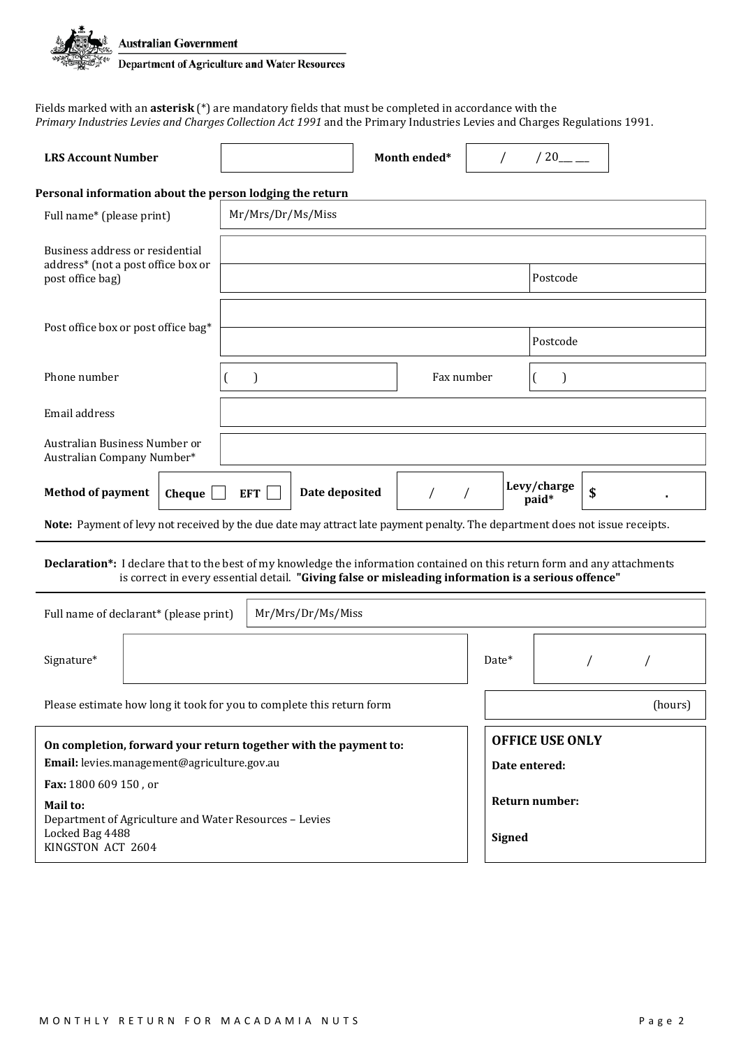**Australian Government**

**Department of Agriculture and Water Resources**

Fields marked with an **asterisk** (*) are mandatory fields that must be completed in accordance with the *Primary Industries Levies and Charges Collection Act 1991* and the Primary Industries Levies and Charges Regulations 1991.

| **LRS Account Number** | | **Month ended*** | / / 20__ __ |
|---|---|---|---|

**Personal information about the person lodging the return**

| | | | |
|---|---|---|---|
| Full name* (please print) | Mr/Mrs/Dr/Ms/Miss | | |
| Business address or residential address* (not a post office box or post office bag) | | | |
| | | Postcode | |
| Post office box or post office bag* | | | |
| | | Postcode | |
| Phone number | ( ) | Fax number | ( ) |
| Email address | | | |
| Australian Business Number or Australian Company Number* | | | |

| **Method of payment** | **Cheque** ☐ **EFT** ☐ | **Date deposited** | / / | **Levy/charge paid*** | **$ .** |
|---|---|---|---|---|---|

**Note:** Payment of levy not received by the due date may attract late payment penalty. The department does not issue receipts.

**Declaration*:** I declare that to the best of my knowledge the information contained on this return form and any attachments is correct in every essential detail. **"Giving false or misleading information is a serious offence"**

| | | | |
|---|---|---|---|
| Full name of declarant* (please print) | Mr/Mrs/Dr/Ms/Miss | | |
| Signature* | | Date* | / / |
| Please estimate how long it took for you to complete this return form | | | (hours) |

**On completion, forward your return together with the payment to:**

**Email:** levies.management@agriculture.gov.au

**Fax:** 1800 609 150 , or

**Mail to:**
Department of Agriculture and Water Resources – Levies
Locked Bag 4488
KINGSTON ACT 2604

**OFFICE USE ONLY**

**Date entered:**

**Return number:**

**Signed**

MONTHLY RETURN FOR MACADAMIA NUTS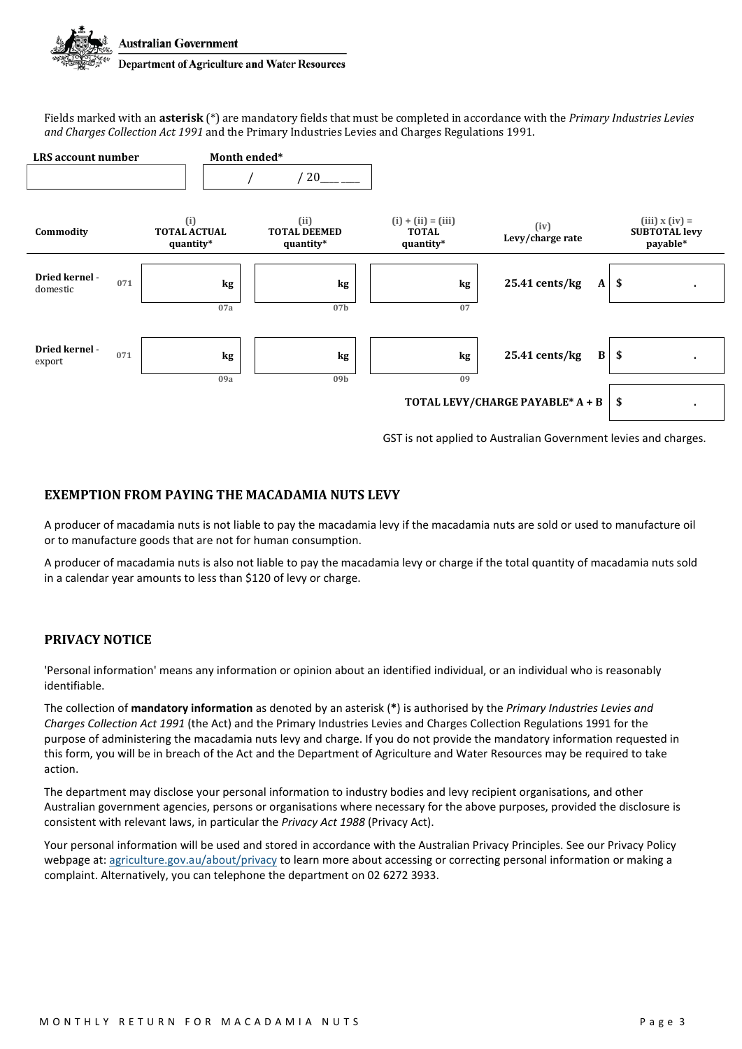Australian Government

Department of Agriculture and Water Resources

Fields marked with an **asterisk** (*) are mandatory fields that must be completed in accordance with the *Primary Industries Levies and Charges Collection Act 1991* and the Primary Industries Levies and Charges Regulations 1991.

| LRS account number | Month ended* |
|---|---|
| | / / 20___ ___ |

| Commodity | | (i) TOTAL ACTUAL quantity* | (ii) TOTAL DEEMED quantity* | (i) + (ii) = (iii) TOTAL quantity* | (iv) Levy/charge rate | | (iii) x (iv) = SUBTOTAL levy payable* |
|---|---|---|---|---|---|---|---|
| Dried kernel - domestic | 071 | kg 07a | kg 07b | kg 07 | 25.41 cents/kg | A | $ . |
| Dried kernel - export | 071 | kg 09a | kg 09b | kg 09 | 25.41 cents/kg | B | $ . |
| | | | | | TOTAL LEVY/CHARGE PAYABLE* A + B | | $ . |

GST is not applied to Australian Government levies and charges.

## EXEMPTION FROM PAYING THE MACADAMIA NUTS LEVY

A producer of macadamia nuts is not liable to pay the macadamia levy if the macadamia nuts are sold or used to manufacture oil or to manufacture goods that are not for human consumption.

A producer of macadamia nuts is also not liable to pay the macadamia levy or charge if the total quantity of macadamia nuts sold in a calendar year amounts to less than $120 of levy or charge.

## PRIVACY NOTICE

'Personal information' means any information or opinion about an identified individual, or an individual who is reasonably identifiable.

The collection of **mandatory information** as denoted by an asterisk (**\***) is authorised by the *Primary Industries Levies and Charges Collection Act 1991* (the Act) and the Primary Industries Levies and Charges Collection Regulations 1991 for the purpose of administering the macadamia nuts levy and charge. If you do not provide the mandatory information requested in this form, you will be in breach of the Act and the Department of Agriculture and Water Resources may be required to take action.

The department may disclose your personal information to industry bodies and levy recipient organisations, and other Australian government agencies, persons or organisations where necessary for the above purposes, provided the disclosure is consistent with relevant laws, in particular the *Privacy Act 1988* (Privacy Act).

Your personal information will be used and stored in accordance with the Australian Privacy Principles. See our Privacy Policy webpage at: agriculture.gov.au/about/privacy to learn more about accessing or correcting personal information or making a complaint. Alternatively, you can telephone the department on 02 6272 3933.